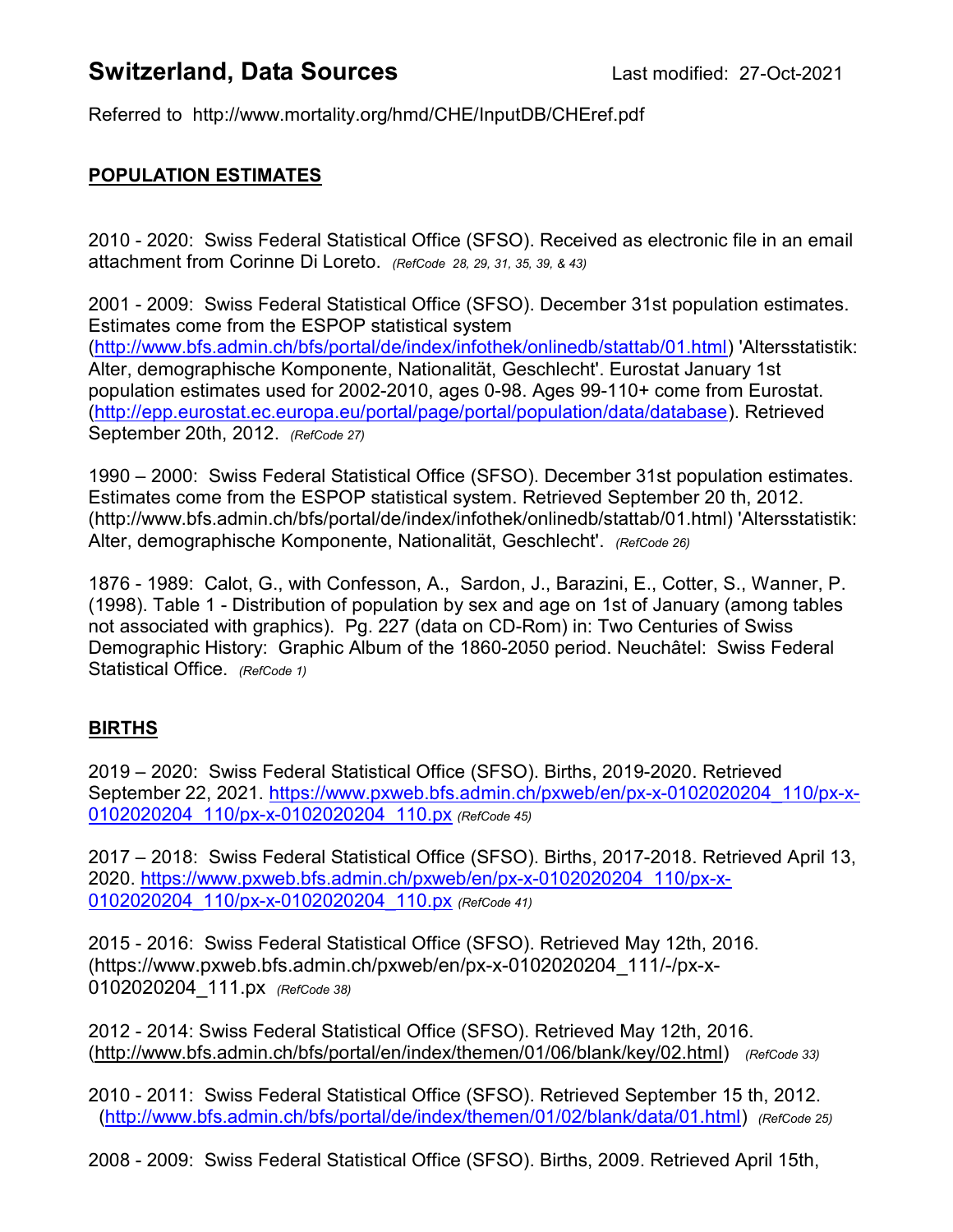# Switzerland, Data Sources

Last modified: 27-Oct-2021

Referred to http://www.mortality.org/hmd/CHE/InputDB/CHEref.pdf

## POPULATION ESTIMATES

2010 - 2020: Swiss Federal Statistical Office (SFSO). Received as electronic file in an email attachment from Corinne Di Loreto. *(RefCode 28, 29, 31, 35, 39, & 43)*

2001 - 2009: Swiss Federal Statistical Office (SFSO). December 31st population estimates. Estimates come from the ESPOP statistical system (http://www.bfs.admin.ch/bfs/portal/de/index/infothek/onlinedb/stattab/01.html) 'Altersstatistik: Alter, demographische Komponente, Nationalität, Geschlecht'. Eurostat January 1st population estimates used for 2002-2010, ages 0-98. Ages 99-110+ come from Eurostat. (http://epp.eurostat.ec.europa.eu/portal/page/portal/population/data/database). Retrieved September 20th, 2012. *(RefCode 27)*

1990 – 2000: Swiss Federal Statistical Office (SFSO). December 31st population estimates. Estimates come from the ESPOP statistical system. Retrieved September 20 th, 2012. (http://www.bfs.admin.ch/bfs/portal/de/index/infothek/onlinedb/stattab/01.html) 'Altersstatistik: Alter, demographische Komponente, Nationalität, Geschlecht'. *(RefCode 26)*

1876 - 1989: Calot, G., with Confesson, A., Sardon, J., Barazini, E., Cotter, S., Wanner, P. (1998). Table 1 - Distribution of population by sex and age on 1st of January (among tables not associated with graphics). Pg. 227 (data on CD-Rom) in: Two Centuries of Swiss Demographic History: Graphic Album of the 1860-2050 period. Neuchâtel: Swiss Federal Statistical Office. *(RefCode 1)*

## BIRTHS

2019 – 2020: Swiss Federal Statistical Office (SFSO). Births, 2019-2020. Retrieved September 22, 2021. https://www.pxweb.bfs.admin.ch/pxweb/en/px-x-0102020204_110/px-x-0102020204_110/px-x-0102020204_110.px *(RefCode 45)*

2017 – 2018: Swiss Federal Statistical Office (SFSO). Births, 2017-2018. Retrieved April 13, 2020. https://www.pxweb.bfs.admin.ch/pxweb/en/px-x-0102020204_110/px-x-0102020204_110/px-x-0102020204_110.px *(RefCode 41)*

2015 - 2016: Swiss Federal Statistical Office (SFSO). Retrieved May 12th, 2016. (https://www.pxweb.bfs.admin.ch/pxweb/en/px-x-0102020204_111/-/px-x-0102020204_111.px *(RefCode 38)*

2012 - 2014: Swiss Federal Statistical Office (SFSO). Retrieved May 12th, 2016. (http://www.bfs.admin.ch/bfs/portal/en/index/themen/01/06/blank/key/02.html) *(RefCode 33)*

2010 - 2011: Swiss Federal Statistical Office (SFSO). Retrieved September 15 th, 2012. (http://www.bfs.admin.ch/bfs/portal/de/index/themen/01/02/blank/data/01.html) *(RefCode 25)*

2008 - 2009: Swiss Federal Statistical Office (SFSO). Births, 2009. Retrieved April 15th,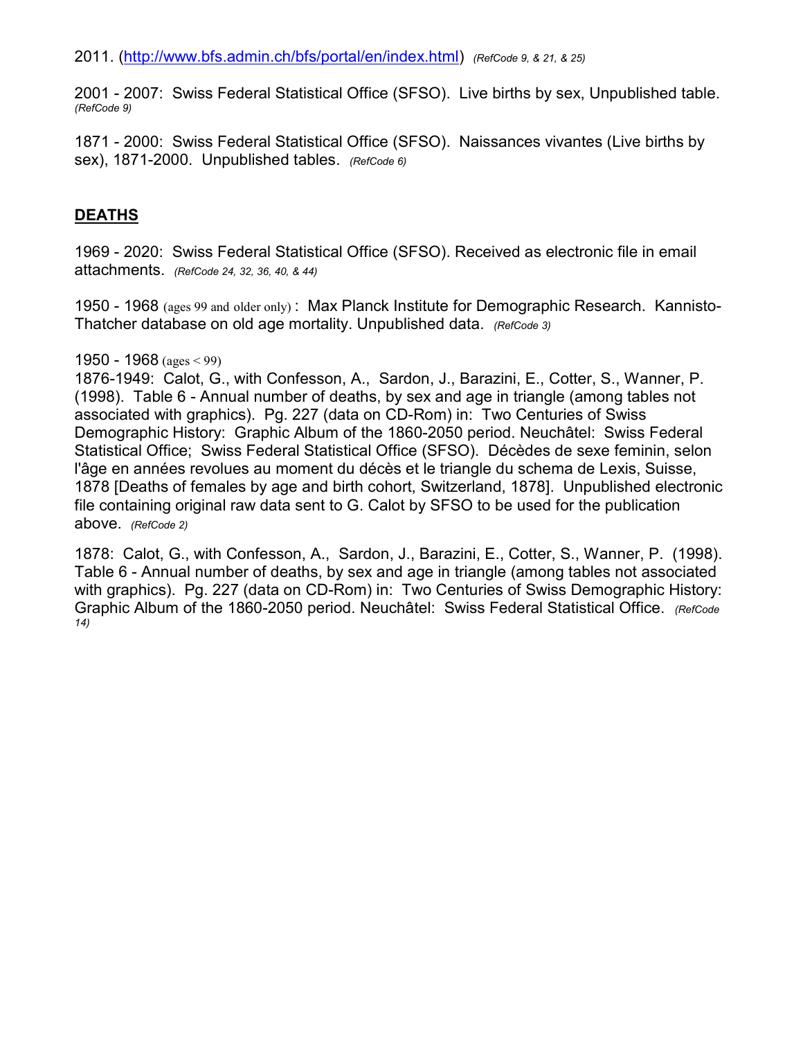2011. (http://www.bfs.admin.ch/bfs/portal/en/index.html) *(RefCode 9, & 21, & 25)*

2001 - 2007: Swiss Federal Statistical Office (SFSO). Live births by sex, Unpublished table. *(RefCode 9)*

1871 - 2000: Swiss Federal Statistical Office (SFSO). Naissances vivantes (Live births by sex), 1871-2000. Unpublished tables. *(RefCode 6)*

## DEATHS

1969 - 2020: Swiss Federal Statistical Office (SFSO). Received as electronic file in email attachments. *(RefCode 24, 32, 36, 40, & 44)*

1950 - 1968 (ages 99 and older only) : Max Planck Institute for Demographic Research. Kannisto-Thatcher database on old age mortality. Unpublished data. *(RefCode 3)*

1950 - 1968 (ages < 99)
1876-1949: Calot, G., with Confesson, A., Sardon, J., Barazini, E., Cotter, S., Wanner, P. (1998). Table 6 - Annual number of deaths, by sex and age in triangle (among tables not associated with graphics). Pg. 227 (data on CD-Rom) in: Two Centuries of Swiss Demographic History: Graphic Album of the 1860-2050 period. Neuchâtel: Swiss Federal Statistical Office; Swiss Federal Statistical Office (SFSO). Décèdes de sexe feminin, selon l'âge en années revolues au moment du décès et le triangle du schema de Lexis, Suisse, 1878 [Deaths of females by age and birth cohort, Switzerland, 1878]. Unpublished electronic file containing original raw data sent to G. Calot by SFSO to be used for the publication above. *(RefCode 2)*

1878: Calot, G., with Confesson, A., Sardon, J., Barazini, E., Cotter, S., Wanner, P. (1998). Table 6 - Annual number of deaths, by sex and age in triangle (among tables not associated with graphics). Pg. 227 (data on CD-Rom) in: Two Centuries of Swiss Demographic History: Graphic Album of the 1860-2050 period. Neuchâtel: Swiss Federal Statistical Office. *(RefCode 14)*